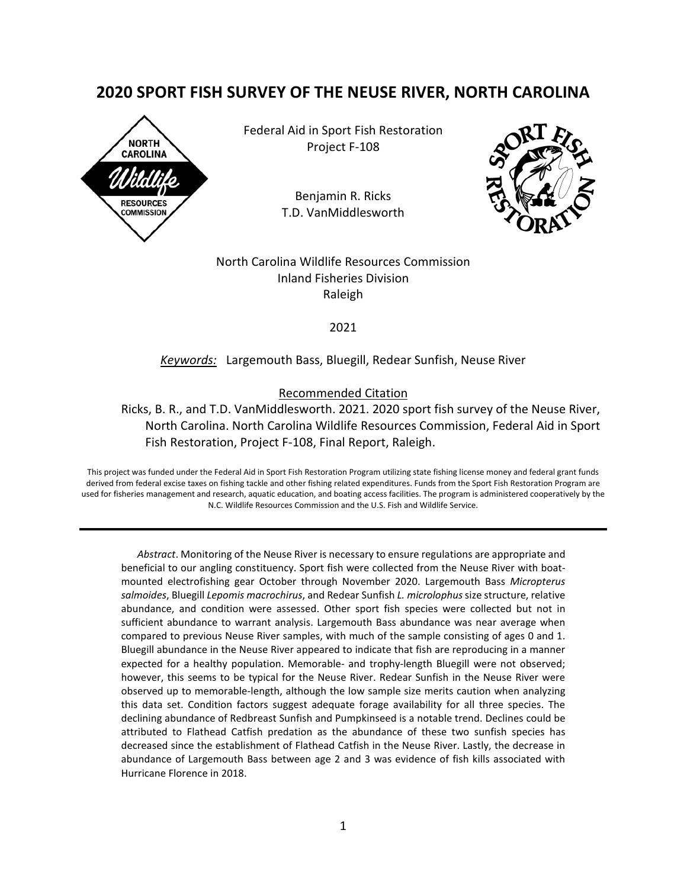# 2020 SPORT FISH SURVEY OF THE NEUSE RIVER, NORTH CAROLINA

Federal Aid in Sport Fish Restoration
Project F-108

Benjamin R. Ricks
T.D. VanMiddlesworth

North Carolina Wildlife Resources Commission
Inland Fisheries Division
Raleigh

2021

*Keywords:* Largemouth Bass, Bluegill, Redear Sunfish, Neuse River

Recommended Citation

Ricks, B. R., and T.D. VanMiddlesworth. 2021. 2020 sport fish survey of the Neuse River, North Carolina. North Carolina Wildlife Resources Commission, Federal Aid in Sport Fish Restoration, Project F-108, Final Report, Raleigh.

This project was funded under the Federal Aid in Sport Fish Restoration Program utilizing state fishing license money and federal grant funds derived from federal excise taxes on fishing tackle and other fishing related expenditures. Funds from the Sport Fish Restoration Program are used for fisheries management and research, aquatic education, and boating access facilities. The program is administered cooperatively by the N.C. Wildlife Resources Commission and the U.S. Fish and Wildlife Service.

---

*Abstract*. Monitoring of the Neuse River is necessary to ensure regulations are appropriate and beneficial to our angling constituency. Sport fish were collected from the Neuse River with boat-mounted electrofishing gear October through November 2020. Largemouth Bass *Micropterus salmoides*, Bluegill *Lepomis macrochirus*, and Redear Sunfish *L. microlophus* size structure, relative abundance, and condition were assessed. Other sport fish species were collected but not in sufficient abundance to warrant analysis. Largemouth Bass abundance was near average when compared to previous Neuse River samples, with much of the sample consisting of ages 0 and 1. Bluegill abundance in the Neuse River appeared to indicate that fish are reproducing in a manner expected for a healthy population. Memorable- and trophy-length Bluegill were not observed; however, this seems to be typical for the Neuse River. Redear Sunfish in the Neuse River were observed up to memorable-length, although the low sample size merits caution when analyzing this data set. Condition factors suggest adequate forage availability for all three species. The declining abundance of Redbreast Sunfish and Pumpkinseed is a notable trend. Declines could be attributed to Flathead Catfish predation as the abundance of these two sunfish species has decreased since the establishment of Flathead Catfish in the Neuse River. Lastly, the decrease in abundance of Largemouth Bass between age 2 and 3 was evidence of fish kills associated with Hurricane Florence in 2018.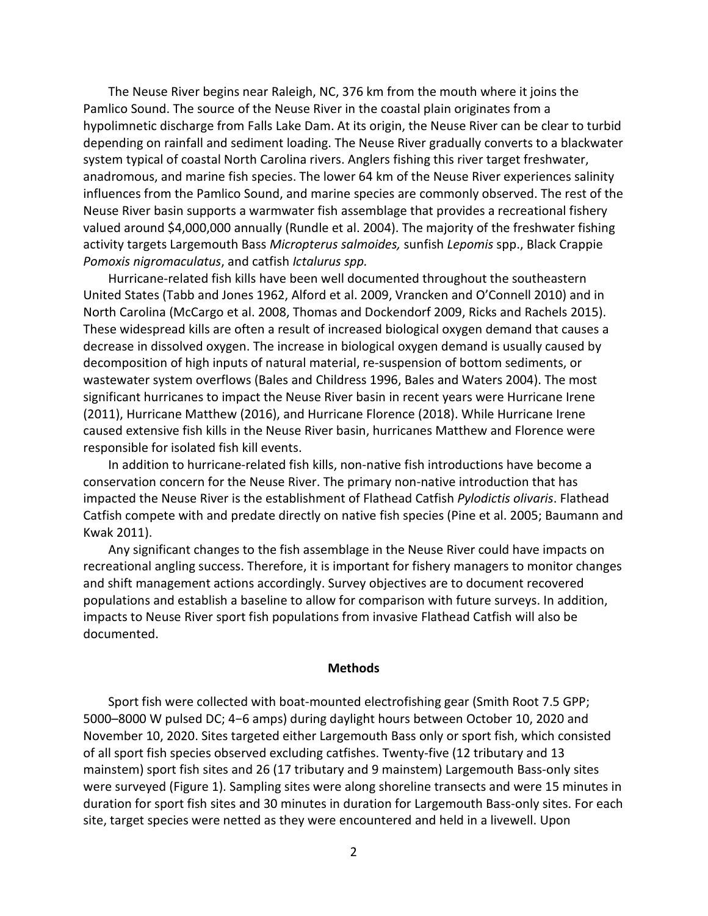The Neuse River begins near Raleigh, NC, 376 km from the mouth where it joins the Pamlico Sound. The source of the Neuse River in the coastal plain originates from a hypolimnetic discharge from Falls Lake Dam. At its origin, the Neuse River can be clear to turbid depending on rainfall and sediment loading. The Neuse River gradually converts to a blackwater system typical of coastal North Carolina rivers. Anglers fishing this river target freshwater, anadromous, and marine fish species. The lower 64 km of the Neuse River experiences salinity influences from the Pamlico Sound, and marine species are commonly observed. The rest of the Neuse River basin supports a warmwater fish assemblage that provides a recreational fishery valued around $4,000,000 annually (Rundle et al. 2004). The majority of the freshwater fishing activity targets Largemouth Bass *Micropterus salmoides,* sunfish *Lepomis* spp., Black Crappie *Pomoxis nigromaculatus*, and catfish *Ictalurus spp.*

Hurricane-related fish kills have been well documented throughout the southeastern United States (Tabb and Jones 1962, Alford et al. 2009, Vrancken and O'Connell 2010) and in North Carolina (McCargo et al. 2008, Thomas and Dockendorf 2009, Ricks and Rachels 2015). These widespread kills are often a result of increased biological oxygen demand that causes a decrease in dissolved oxygen. The increase in biological oxygen demand is usually caused by decomposition of high inputs of natural material, re-suspension of bottom sediments, or wastewater system overflows (Bales and Childress 1996, Bales and Waters 2004). The most significant hurricanes to impact the Neuse River basin in recent years were Hurricane Irene (2011), Hurricane Matthew (2016), and Hurricane Florence (2018). While Hurricane Irene caused extensive fish kills in the Neuse River basin, hurricanes Matthew and Florence were responsible for isolated fish kill events.

In addition to hurricane-related fish kills, non-native fish introductions have become a conservation concern for the Neuse River. The primary non-native introduction that has impacted the Neuse River is the establishment of Flathead Catfish *Pylodictis olivaris*. Flathead Catfish compete with and predate directly on native fish species (Pine et al. 2005; Baumann and Kwak 2011).

Any significant changes to the fish assemblage in the Neuse River could have impacts on recreational angling success. Therefore, it is important for fishery managers to monitor changes and shift management actions accordingly. Survey objectives are to document recovered populations and establish a baseline to allow for comparison with future surveys. In addition, impacts to Neuse River sport fish populations from invasive Flathead Catfish will also be documented.

## Methods

Sport fish were collected with boat-mounted electrofishing gear (Smith Root 7.5 GPP; 5000–8000 W pulsed DC; 4−6 amps) during daylight hours between October 10, 2020 and November 10, 2020. Sites targeted either Largemouth Bass only or sport fish, which consisted of all sport fish species observed excluding catfishes. Twenty-five (12 tributary and 13 mainstem) sport fish sites and 26 (17 tributary and 9 mainstem) Largemouth Bass-only sites were surveyed (Figure 1). Sampling sites were along shoreline transects and were 15 minutes in duration for sport fish sites and 30 minutes in duration for Largemouth Bass-only sites. For each site, target species were netted as they were encountered and held in a livewell. Upon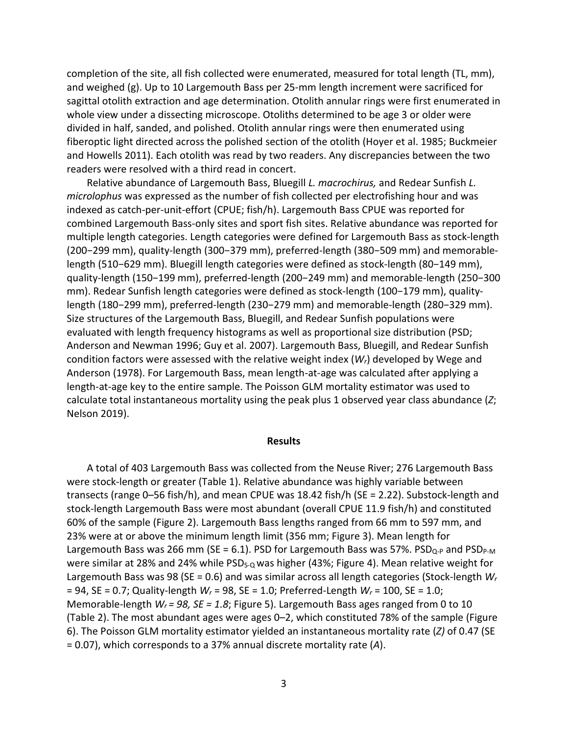completion of the site, all fish collected were enumerated, measured for total length (TL, mm), and weighed (g). Up to 10 Largemouth Bass per 25-mm length increment were sacrificed for sagittal otolith extraction and age determination. Otolith annular rings were first enumerated in whole view under a dissecting microscope. Otoliths determined to be age 3 or older were divided in half, sanded, and polished. Otolith annular rings were then enumerated using fiberoptic light directed across the polished section of the otolith (Hoyer et al. 1985; Buckmeier and Howells 2011). Each otolith was read by two readers. Any discrepancies between the two readers were resolved with a third read in concert.

Relative abundance of Largemouth Bass, Bluegill *L. macrochirus,* and Redear Sunfish *L. microlophus* was expressed as the number of fish collected per electrofishing hour and was indexed as catch-per-unit-effort (CPUE; fish/h). Largemouth Bass CPUE was reported for combined Largemouth Bass-only sites and sport fish sites. Relative abundance was reported for multiple length categories. Length categories were defined for Largemouth Bass as stock-length (200−299 mm), quality-length (300−379 mm), preferred-length (380−509 mm) and memorable-length (510−629 mm). Bluegill length categories were defined as stock-length (80−149 mm), quality-length (150−199 mm), preferred-length (200−249 mm) and memorable-length (250−300 mm). Redear Sunfish length categories were defined as stock-length (100−179 mm), quality-length (180−299 mm), preferred-length (230−279 mm) and memorable-length (280−329 mm). Size structures of the Largemouth Bass, Bluegill, and Redear Sunfish populations were evaluated with length frequency histograms as well as proportional size distribution (PSD; Anderson and Newman 1996; Guy et al. 2007). Largemouth Bass, Bluegill, and Redear Sunfish condition factors were assessed with the relative weight index ($W_r$) developed by Wege and Anderson (1978). For Largemouth Bass, mean length-at-age was calculated after applying a length-at-age key to the entire sample. The Poisson GLM mortality estimator was used to calculate total instantaneous mortality using the peak plus 1 observed year class abundance ($Z$; Nelson 2019).

## Results

A total of 403 Largemouth Bass was collected from the Neuse River; 276 Largemouth Bass were stock-length or greater (Table 1). Relative abundance was highly variable between transects (range 0–56 fish/h), and mean CPUE was 18.42 fish/h (SE = 2.22). Substock-length and stock-length Largemouth Bass were most abundant (overall CPUE 11.9 fish/h) and constituted 60% of the sample (Figure 2). Largemouth Bass lengths ranged from 66 mm to 597 mm, and 23% were at or above the minimum length limit (356 mm; Figure 3). Mean length for Largemouth Bass was 266 mm (SE = 6.1). PSD for Largemouth Bass was 57%. $PSD_{Q\text{-}P}$ and $PSD_{P\text{-}M}$ were similar at 28% and 24% while $PSD_{S\text{-}Q}$ was higher (43%; Figure 4). Mean relative weight for Largemouth Bass was 98 (SE = 0.6) and was similar across all length categories (Stock-length $W_r$ = 94, SE = 0.7; Quality-length $W_r$ = 98, SE = 1.0; Preferred-Length $W_r$ = 100, SE = 1.0; Memorable-length $W_r$ *= 98, SE = 1.8*; Figure 5). Largemouth Bass ages ranged from 0 to 10 (Table 2). The most abundant ages were ages 0–2, which constituted 78% of the sample (Figure 6). The Poisson GLM mortality estimator yielded an instantaneous mortality rate ($Z$) of 0.47 (SE = 0.07), which corresponds to a 37% annual discrete mortality rate ($A$).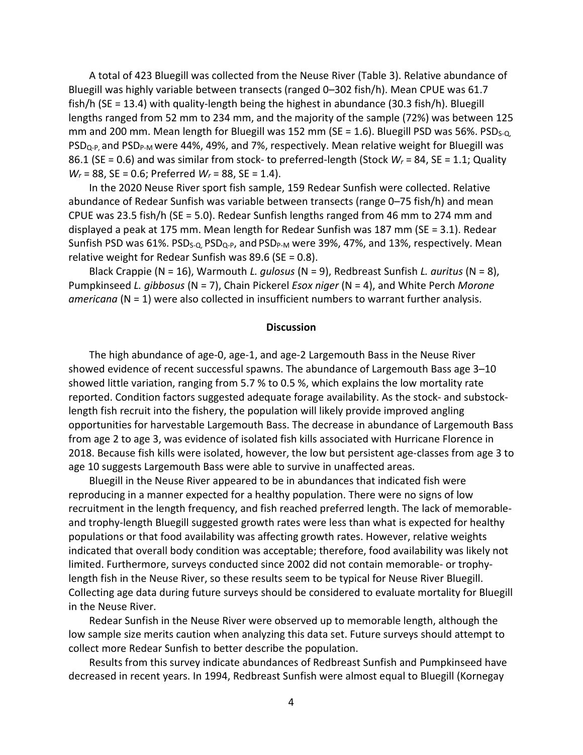A total of 423 Bluegill was collected from the Neuse River (Table 3). Relative abundance of Bluegill was highly variable between transects (ranged 0–302 fish/h). Mean CPUE was 61.7 fish/h (SE = 13.4) with quality-length being the highest in abundance (30.3 fish/h). Bluegill lengths ranged from 52 mm to 234 mm, and the majority of the sample (72%) was between 125 mm and 200 mm. Mean length for Bluegill was 152 mm (SE = 1.6). Bluegill PSD was 56%. $PSD_{S\text{-}Q}$, $PSD_{Q\text{-}P}$, and $PSD_{P\text{-}M}$ were 44%, 49%, and 7%, respectively. Mean relative weight for Bluegill was 86.1 (SE = 0.6) and was similar from stock- to preferred-length (Stock $W_r$ = 84, SE = 1.1; Quality $W_r$ = 88, SE = 0.6; Preferred $W_r$ = 88, SE = 1.4).

In the 2020 Neuse River sport fish sample, 159 Redear Sunfish were collected. Relative abundance of Redear Sunfish was variable between transects (range 0–75 fish/h) and mean CPUE was 23.5 fish/h (SE = 5.0). Redear Sunfish lengths ranged from 46 mm to 274 mm and displayed a peak at 175 mm. Mean length for Redear Sunfish was 187 mm (SE = 3.1). Redear Sunfish PSD was 61%. $PSD_{S\text{-}Q}$, $PSD_{Q\text{-}P}$, and $PSD_{P\text{-}M}$ were 39%, 47%, and 13%, respectively. Mean relative weight for Redear Sunfish was 89.6 (SE = 0.8).

Black Crappie (N = 16), Warmouth *L. gulosus* (N = 9), Redbreast Sunfish *L. auritus* (N = 8), Pumpkinseed *L. gibbosus* (N = 7), Chain Pickerel *Esox niger* (N = 4), and White Perch *Morone americana* (N = 1) were also collected in insufficient numbers to warrant further analysis.

## Discussion

The high abundance of age-0, age-1, and age-2 Largemouth Bass in the Neuse River showed evidence of recent successful spawns. The abundance of Largemouth Bass age 3–10 showed little variation, ranging from 5.7 % to 0.5 %, which explains the low mortality rate reported. Condition factors suggested adequate forage availability. As the stock- and substock-length fish recruit into the fishery, the population will likely provide improved angling opportunities for harvestable Largemouth Bass. The decrease in abundance of Largemouth Bass from age 2 to age 3, was evidence of isolated fish kills associated with Hurricane Florence in 2018. Because fish kills were isolated, however, the low but persistent age-classes from age 3 to age 10 suggests Largemouth Bass were able to survive in unaffected areas.

Bluegill in the Neuse River appeared to be in abundances that indicated fish were reproducing in a manner expected for a healthy population. There were no signs of low recruitment in the length frequency, and fish reached preferred length. The lack of memorable- and trophy-length Bluegill suggested growth rates were less than what is expected for healthy populations or that food availability was affecting growth rates. However, relative weights indicated that overall body condition was acceptable; therefore, food availability was likely not limited. Furthermore, surveys conducted since 2002 did not contain memorable- or trophy-length fish in the Neuse River, so these results seem to be typical for Neuse River Bluegill. Collecting age data during future surveys should be considered to evaluate mortality for Bluegill in the Neuse River.

Redear Sunfish in the Neuse River were observed up to memorable length, although the low sample size merits caution when analyzing this data set. Future surveys should attempt to collect more Redear Sunfish to better describe the population.

Results from this survey indicate abundances of Redbreast Sunfish and Pumpkinseed have decreased in recent years. In 1994, Redbreast Sunfish were almost equal to Bluegill (Kornegay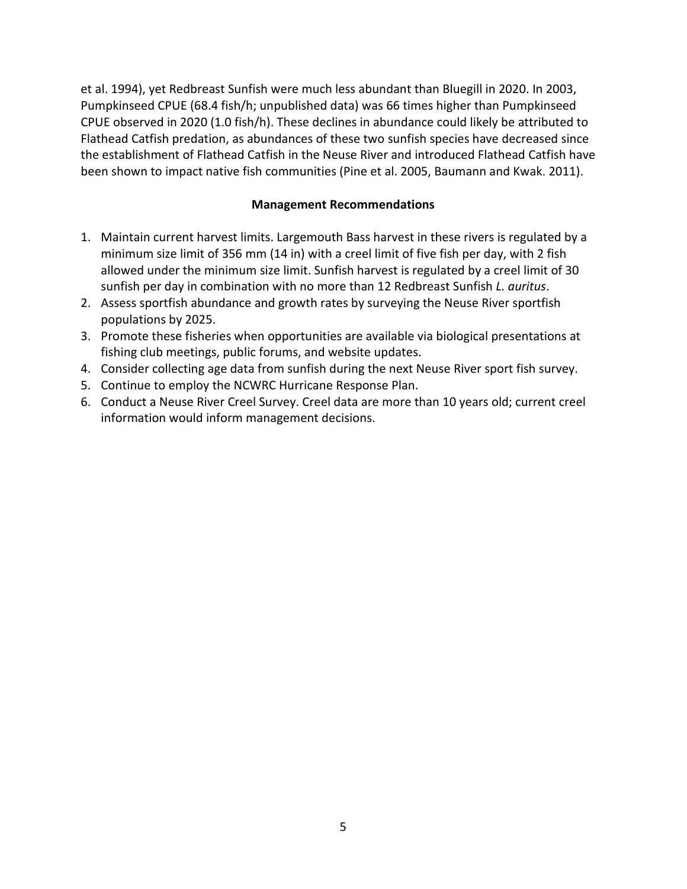et al. 1994), yet Redbreast Sunfish were much less abundant than Bluegill in 2020. In 2003, Pumpkinseed CPUE (68.4 fish/h; unpublished data) was 66 times higher than Pumpkinseed CPUE observed in 2020 (1.0 fish/h). These declines in abundance could likely be attributed to Flathead Catfish predation, as abundances of these two sunfish species have decreased since the establishment of Flathead Catfish in the Neuse River and introduced Flathead Catfish have been shown to impact native fish communities (Pine et al. 2005, Baumann and Kwak. 2011).

## Management Recommendations

1. Maintain current harvest limits. Largemouth Bass harvest in these rivers is regulated by a minimum size limit of 356 mm (14 in) with a creel limit of five fish per day, with 2 fish allowed under the minimum size limit. Sunfish harvest is regulated by a creel limit of 30 sunfish per day in combination with no more than 12 Redbreast Sunfish *L. auritus*.
2. Assess sportfish abundance and growth rates by surveying the Neuse River sportfish populations by 2025.
3. Promote these fisheries when opportunities are available via biological presentations at fishing club meetings, public forums, and website updates.
4. Consider collecting age data from sunfish during the next Neuse River sport fish survey.
5. Continue to employ the NCWRC Hurricane Response Plan.
6. Conduct a Neuse River Creel Survey. Creel data are more than 10 years old; current creel information would inform management decisions.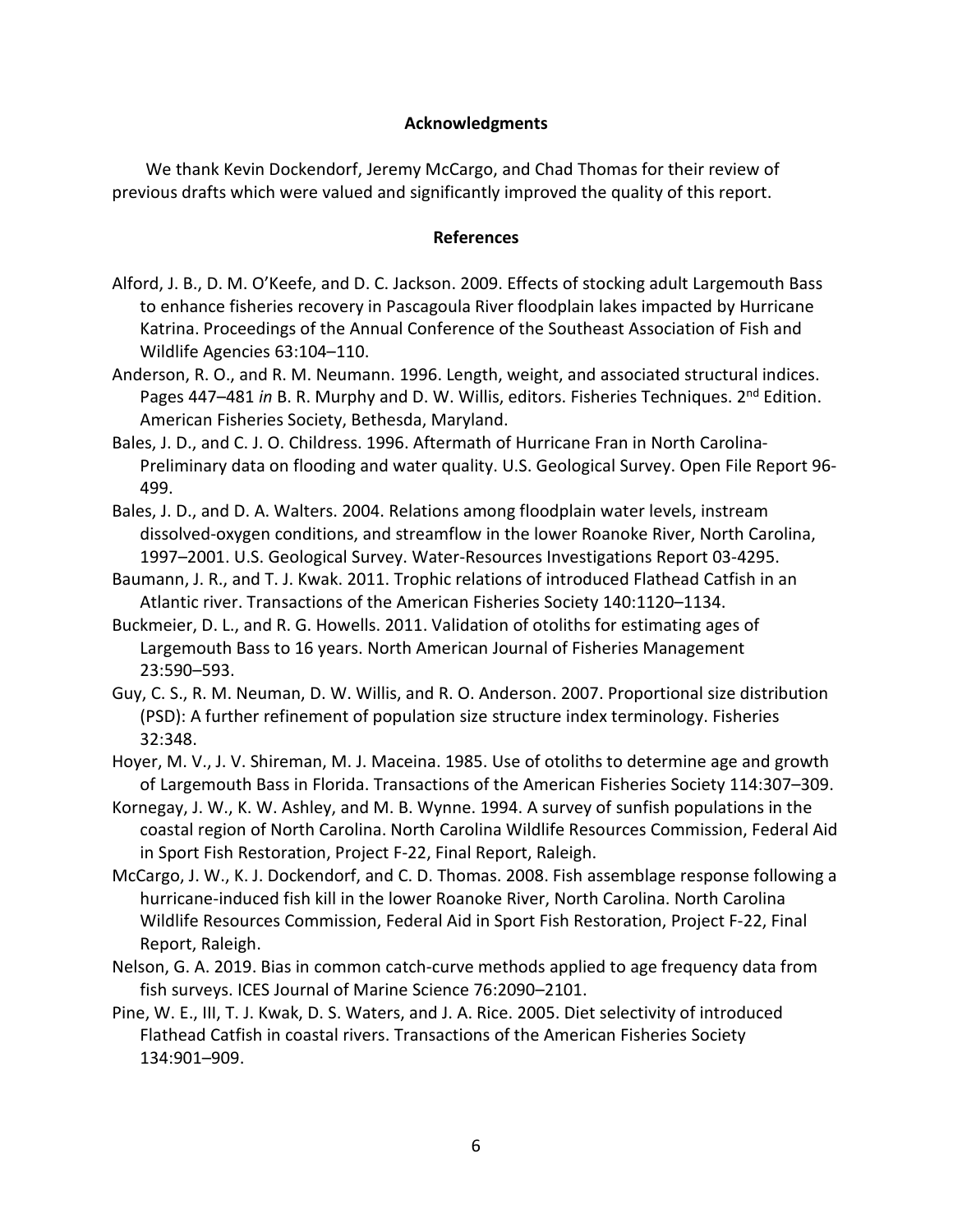## Acknowledgments

We thank Kevin Dockendorf, Jeremy McCargo, and Chad Thomas for their review of previous drafts which were valued and significantly improved the quality of this report.

## References

Alford, J. B., D. M. O'Keefe, and D. C. Jackson. 2009. Effects of stocking adult Largemouth Bass to enhance fisheries recovery in Pascagoula River floodplain lakes impacted by Hurricane Katrina. Proceedings of the Annual Conference of the Southeast Association of Fish and Wildlife Agencies 63:104–110.

Anderson, R. O., and R. M. Neumann. 1996. Length, weight, and associated structural indices. Pages 447–481 *in* B. R. Murphy and D. W. Willis, editors. Fisheries Techniques. 2nd Edition. American Fisheries Society, Bethesda, Maryland.

Bales, J. D., and C. J. O. Childress. 1996. Aftermath of Hurricane Fran in North Carolina-Preliminary data on flooding and water quality. U.S. Geological Survey. Open File Report 96-499.

Bales, J. D., and D. A. Walters. 2004. Relations among floodplain water levels, instream dissolved-oxygen conditions, and streamflow in the lower Roanoke River, North Carolina, 1997–2001. U.S. Geological Survey. Water-Resources Investigations Report 03-4295.

Baumann, J. R., and T. J. Kwak. 2011. Trophic relations of introduced Flathead Catfish in an Atlantic river. Transactions of the American Fisheries Society 140:1120–1134.

Buckmeier, D. L., and R. G. Howells. 2011. Validation of otoliths for estimating ages of Largemouth Bass to 16 years. North American Journal of Fisheries Management 23:590–593.

Guy, C. S., R. M. Neuman, D. W. Willis, and R. O. Anderson. 2007. Proportional size distribution (PSD): A further refinement of population size structure index terminology. Fisheries 32:348.

Hoyer, M. V., J. V. Shireman, M. J. Maceina. 1985. Use of otoliths to determine age and growth of Largemouth Bass in Florida. Transactions of the American Fisheries Society 114:307–309.

Kornegay, J. W., K. W. Ashley, and M. B. Wynne. 1994. A survey of sunfish populations in the coastal region of North Carolina. North Carolina Wildlife Resources Commission, Federal Aid in Sport Fish Restoration, Project F-22, Final Report, Raleigh.

McCargo, J. W., K. J. Dockendorf, and C. D. Thomas. 2008. Fish assemblage response following a hurricane-induced fish kill in the lower Roanoke River, North Carolina. North Carolina Wildlife Resources Commission, Federal Aid in Sport Fish Restoration, Project F-22, Final Report, Raleigh.

Nelson, G. A. 2019. Bias in common catch-curve methods applied to age frequency data from fish surveys. ICES Journal of Marine Science 76:2090–2101.

Pine, W. E., III, T. J. Kwak, D. S. Waters, and J. A. Rice. 2005. Diet selectivity of introduced Flathead Catfish in coastal rivers. Transactions of the American Fisheries Society 134:901–909.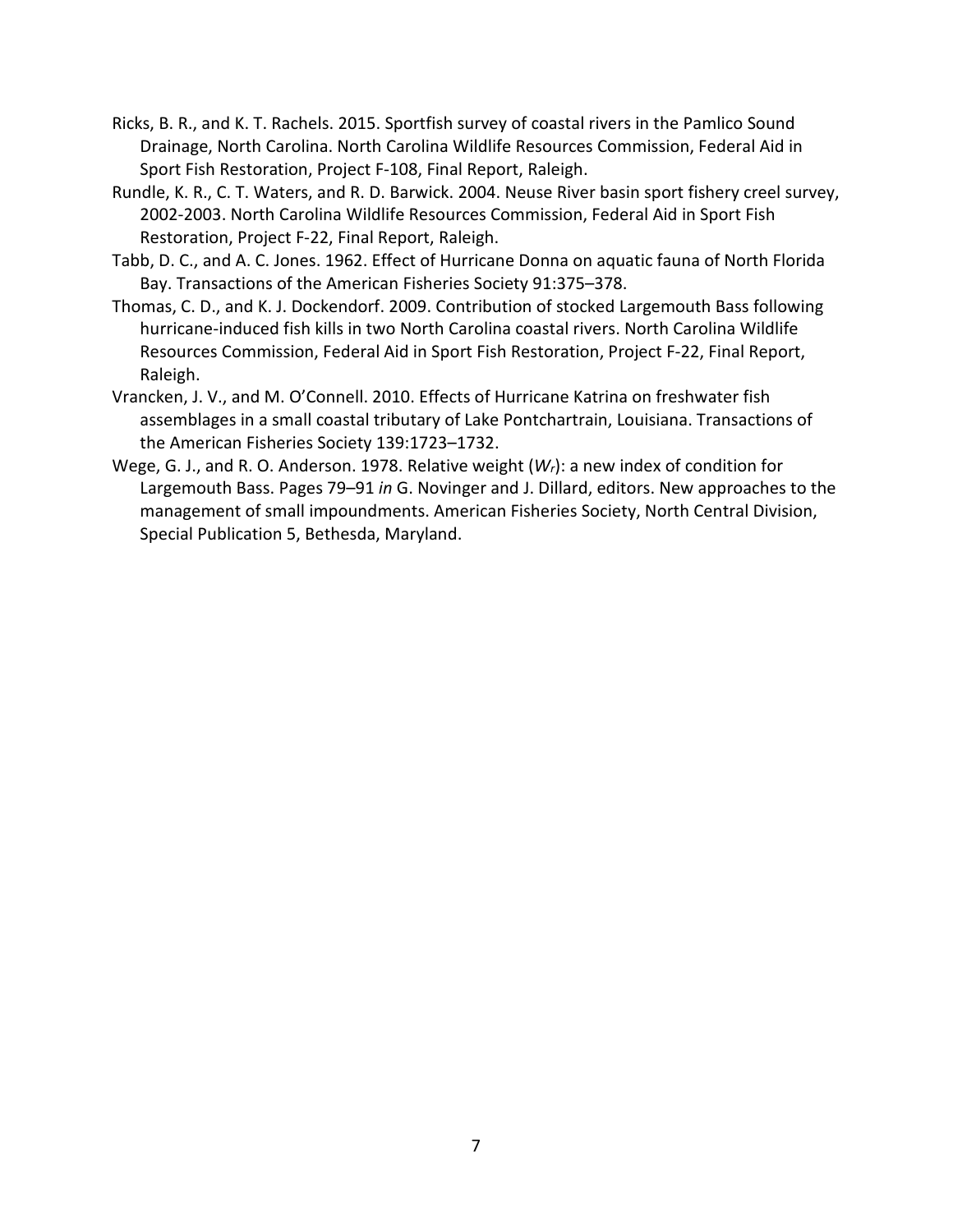Ricks, B. R., and K. T. Rachels. 2015. Sportfish survey of coastal rivers in the Pamlico Sound Drainage, North Carolina. North Carolina Wildlife Resources Commission, Federal Aid in Sport Fish Restoration, Project F-108, Final Report, Raleigh.

Rundle, K. R., C. T. Waters, and R. D. Barwick. 2004. Neuse River basin sport fishery creel survey, 2002-2003. North Carolina Wildlife Resources Commission, Federal Aid in Sport Fish Restoration, Project F-22, Final Report, Raleigh.

Tabb, D. C., and A. C. Jones. 1962. Effect of Hurricane Donna on aquatic fauna of North Florida Bay. Transactions of the American Fisheries Society 91:375–378.

Thomas, C. D., and K. J. Dockendorf. 2009. Contribution of stocked Largemouth Bass following hurricane-induced fish kills in two North Carolina coastal rivers. North Carolina Wildlife Resources Commission, Federal Aid in Sport Fish Restoration, Project F-22, Final Report, Raleigh.

Vrancken, J. V., and M. O'Connell. 2010. Effects of Hurricane Katrina on freshwater fish assemblages in a small coastal tributary of Lake Pontchartrain, Louisiana. Transactions of the American Fisheries Society 139:1723–1732.

Wege, G. J., and R. O. Anderson. 1978. Relative weight ($W_r$): a new index of condition for Largemouth Bass. Pages 79–91 *in* G. Novinger and J. Dillard, editors. New approaches to the management of small impoundments. American Fisheries Society, North Central Division, Special Publication 5, Bethesda, Maryland.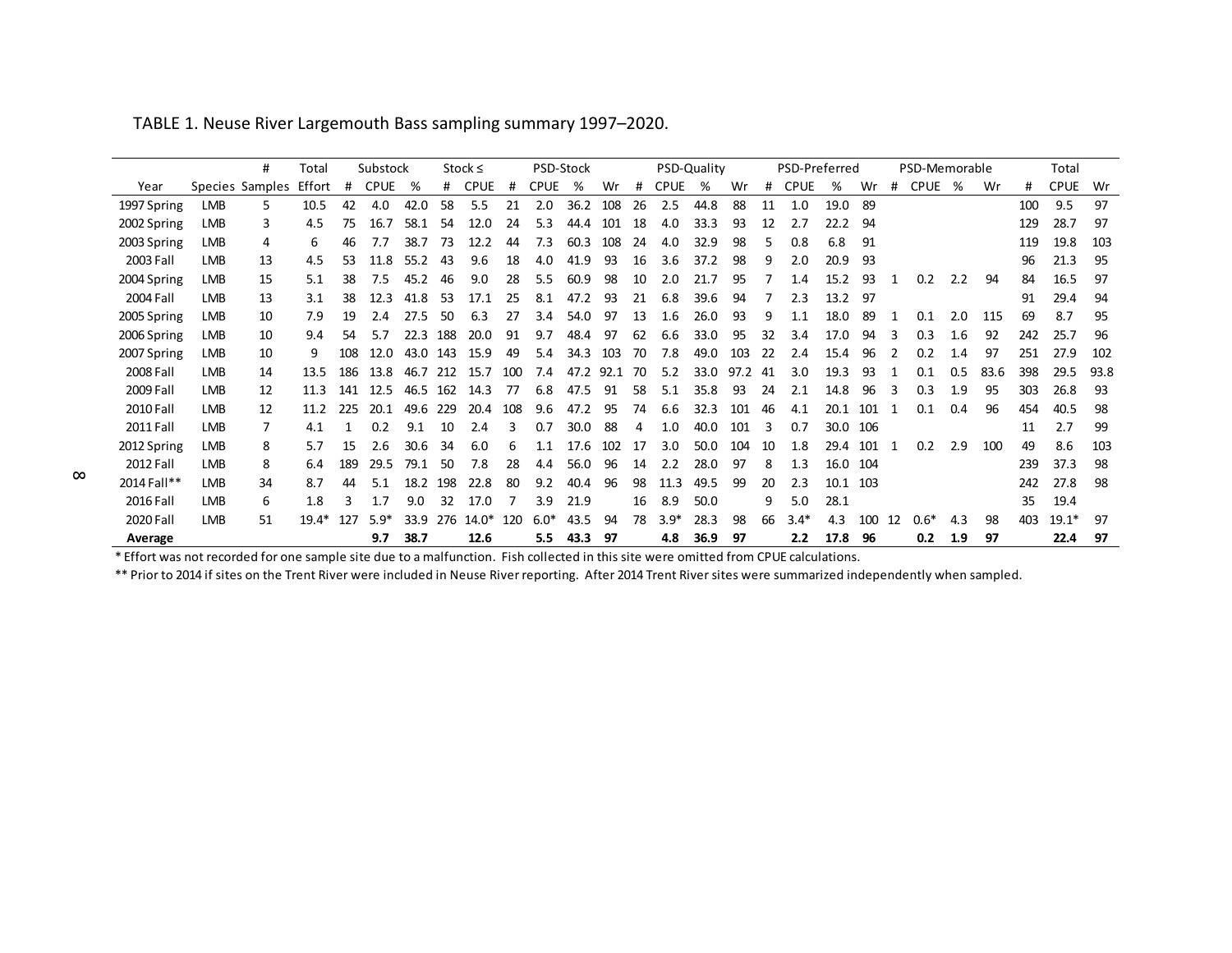TABLE 1. Neuse River Largemouth Bass sampling summary 1997–2020.

| | | # | Total | Substock | | | Stock ≤ | | PSD-Stock | | | | PSD-Quality | | | | PSD-Preferred | | | | PSD-Memorable | | | | Total | | |
|---|---|---|---|---|---|---|---|---|---|---|---|---|---|---|---|---|---|---|---|---|---|---|---|---|---|---|---|
| Year | Species | Samples | Effort | # | CPUE | % | # | CPUE | # | CPUE | % | Wr | # | CPUE | % | Wr | # | CPUE | % | Wr | # | CPUE | % | Wr | # | CPUE | Wr |
| 1997 Spring | LMB | 5 | 10.5 | 42 | 4.0 | 42.0 | 58 | 5.5 | 21 | 2.0 | 36.2 | 108 | 26 | 2.5 | 44.8 | 88 | 11 | 1.0 | 19.0 | 89 | | | | | 100 | 9.5 | 97 |
| 2002 Spring | LMB | 3 | 4.5 | 75 | 16.7 | 58.1 | 54 | 12.0 | 24 | 5.3 | 44.4 | 101 | 18 | 4.0 | 33.3 | 93 | 12 | 2.7 | 22.2 | 94 | | | | | 129 | 28.7 | 97 |
| 2003 Spring | LMB | 4 | 6 | 46 | 7.7 | 38.7 | 73 | 12.2 | 44 | 7.3 | 60.3 | 108 | 24 | 4.0 | 32.9 | 98 | 5 | 0.8 | 6.8 | 91 | | | | | 119 | 19.8 | 103 |
| 2003 Fall | LMB | 13 | 4.5 | 53 | 11.8 | 55.2 | 43 | 9.6 | 18 | 4.0 | 41.9 | 93 | 16 | 3.6 | 37.2 | 98 | 9 | 2.0 | 20.9 | 93 | | | | | 96 | 21.3 | 95 |
| 2004 Spring | LMB | 15 | 5.1 | 38 | 7.5 | 45.2 | 46 | 9.0 | 28 | 5.5 | 60.9 | 98 | 10 | 2.0 | 21.7 | 95 | 7 | 1.4 | 15.2 | 93 | 1 | 0.2 | 2.2 | 94 | 84 | 16.5 | 97 |
| 2004 Fall | LMB | 13 | 3.1 | 38 | 12.3 | 41.8 | 53 | 17.1 | 25 | 8.1 | 47.2 | 93 | 21 | 6.8 | 39.6 | 94 | 7 | 2.3 | 13.2 | 97 | | | | | 91 | 29.4 | 94 |
| 2005 Spring | LMB | 10 | 7.9 | 19 | 2.4 | 27.5 | 50 | 6.3 | 27 | 3.4 | 54.0 | 97 | 13 | 1.6 | 26.0 | 93 | 9 | 1.1 | 18.0 | 89 | 1 | 0.1 | 2.0 | 115 | 69 | 8.7 | 95 |
| 2006 Spring | LMB | 10 | 9.4 | 54 | 5.7 | 22.3 | 188 | 20.0 | 91 | 9.7 | 48.4 | 97 | 62 | 6.6 | 33.0 | 95 | 32 | 3.4 | 17.0 | 94 | 3 | 0.3 | 1.6 | 92 | 242 | 25.7 | 96 |
| 2007 Spring | LMB | 10 | 9 | 108 | 12.0 | 43.0 | 143 | 15.9 | 49 | 5.4 | 34.3 | 103 | 70 | 7.8 | 49.0 | 103 | 22 | 2.4 | 15.4 | 96 | 2 | 0.2 | 1.4 | 97 | 251 | 27.9 | 102 |
| 2008 Fall | LMB | 14 | 13.5 | 186 | 13.8 | 46.7 | 212 | 15.7 | 100 | 7.4 | 47.2 | 92.1 | 70 | 5.2 | 33.0 | 97.2 | 41 | 3.0 | 19.3 | 93 | 1 | 0.1 | 0.5 | 83.6 | 398 | 29.5 | 93.8 |
| 2009 Fall | LMB | 12 | 11.3 | 141 | 12.5 | 46.5 | 162 | 14.3 | 77 | 6.8 | 47.5 | 91 | 58 | 5.1 | 35.8 | 93 | 24 | 2.1 | 14.8 | 96 | 3 | 0.3 | 1.9 | 95 | 303 | 26.8 | 93 |
| 2010 Fall | LMB | 12 | 11.2 | 225 | 20.1 | 49.6 | 229 | 20.4 | 108 | 9.6 | 47.2 | 95 | 74 | 6.6 | 32.3 | 101 | 46 | 4.1 | 20.1 | 101 | 1 | 0.1 | 0.4 | 96 | 454 | 40.5 | 98 |
| 2011 Fall | LMB | 7 | 4.1 | 1 | 0.2 | 9.1 | 10 | 2.4 | 3 | 0.7 | 30.0 | 88 | 4 | 1.0 | 40.0 | 101 | 3 | 0.7 | 30.0 | 106 | | | | | 11 | 2.7 | 99 |
| 2012 Spring | LMB | 8 | 5.7 | 15 | 2.6 | 30.6 | 34 | 6.0 | 6 | 1.1 | 17.6 | 102 | 17 | 3.0 | 50.0 | 104 | 10 | 1.8 | 29.4 | 101 | 1 | 0.2 | 2.9 | 100 | 49 | 8.6 | 103 |
| 2012 Fall | LMB | 8 | 6.4 | 189 | 29.5 | 79.1 | 50 | 7.8 | 28 | 4.4 | 56.0 | 96 | 14 | 2.2 | 28.0 | 97 | 8 | 1.3 | 16.0 | 104 | | | | | 239 | 37.3 | 98 |
| 2014 Fall** | LMB | 34 | 8.7 | 44 | 5.1 | 18.2 | 198 | 22.8 | 80 | 9.2 | 40.4 | 96 | 98 | 11.3 | 49.5 | 99 | 20 | 2.3 | 10.1 | 103 | | | | | 242 | 27.8 | 98 |
| 2016 Fall | LMB | 6 | 1.8 | 3 | 1.7 | 9.0 | 32 | 17.0 | 7 | 3.9 | 21.9 | | 16 | 8.9 | 50.0 | | 9 | 5.0 | 28.1 | | | | | | 35 | 19.4 | |
| 2020 Fall | LMB | 51 | 19.4* | 127 | 5.9* | 33.9 | 276 | 14.0* | 120 | 6.0* | 43.5 | 94 | 78 | 3.9* | 28.3 | 98 | 66 | 3.4* | 4.3 | 100 | 12 | 0.6* | 4.3 | 98 | 403 | 19.1* | 97 |
| **Average** | | | | | **9.7** | **38.7** | | **12.6** | | **5.5** | **43.3** | **97** | | **4.8** | **36.9** | **97** | | **2.2** | **17.8** | **96** | | **0.2** | **1.9** | **97** | | **22.4** | **97** |

* Effort was not recorded for one sample site due to a malfunction. Fish collected in this site were omitted from CPUE calculations.

** Prior to 2014 if sites on the Trent River were included in Neuse River reporting. After 2014 Trent River sites were summarized independently when sampled.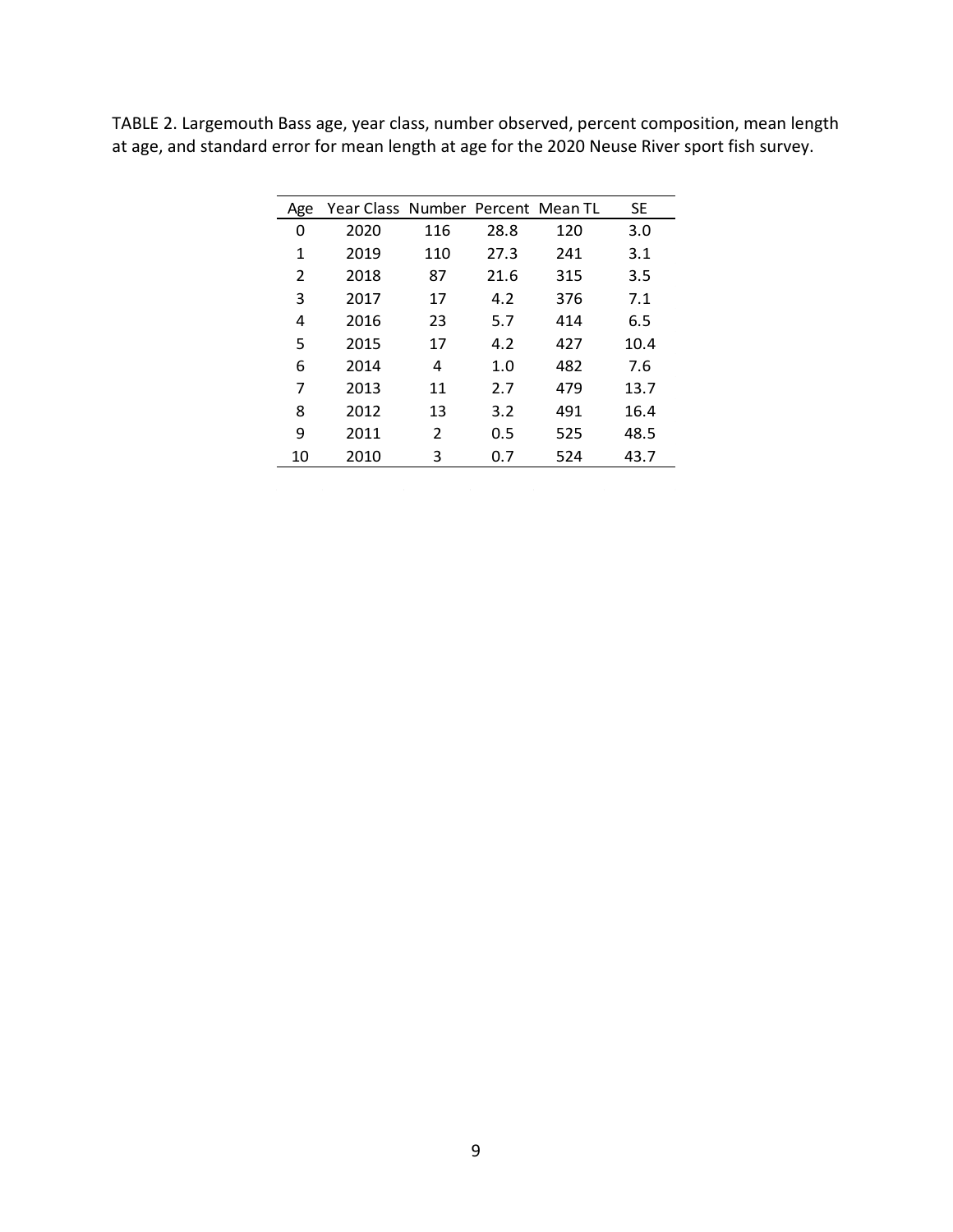TABLE 2. Largemouth Bass age, year class, number observed, percent composition, mean length at age, and standard error for mean length at age for the 2020 Neuse River sport fish survey.

| Age | Year Class | Number | Percent | Mean TL | SE |
|---|---|---|---|---|---|
| 0 | 2020 | 116 | 28.8 | 120 | 3.0 |
| 1 | 2019 | 110 | 27.3 | 241 | 3.1 |
| 2 | 2018 | 87 | 21.6 | 315 | 3.5 |
| 3 | 2017 | 17 | 4.2 | 376 | 7.1 |
| 4 | 2016 | 23 | 5.7 | 414 | 6.5 |
| 5 | 2015 | 17 | 4.2 | 427 | 10.4 |
| 6 | 2014 | 4 | 1.0 | 482 | 7.6 |
| 7 | 2013 | 11 | 2.7 | 479 | 13.7 |
| 8 | 2012 | 13 | 3.2 | 491 | 16.4 |
| 9 | 2011 | 2 | 0.5 | 525 | 48.5 |
| 10 | 2010 | 3 | 0.7 | 524 | 43.7 |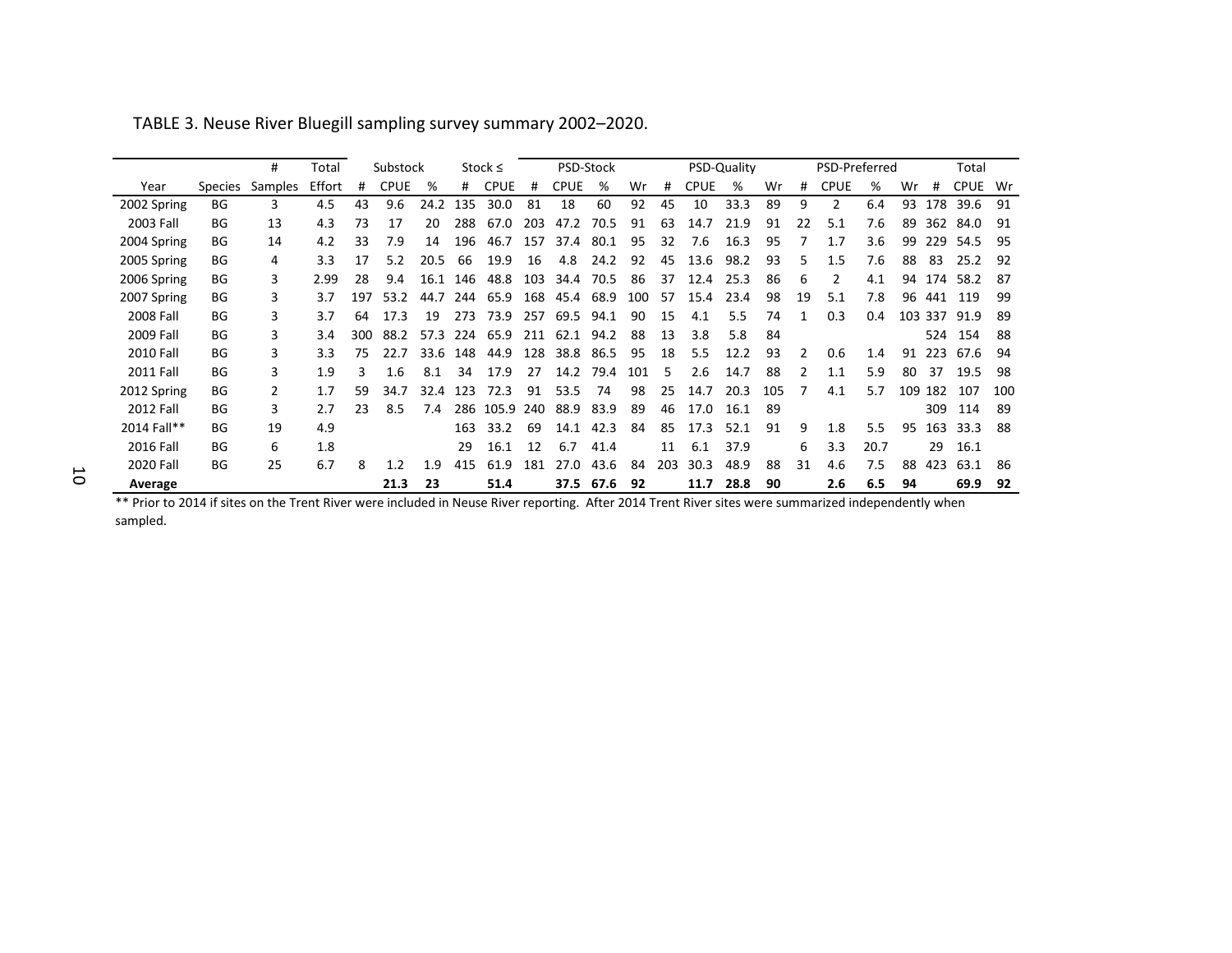TABLE 3. Neuse River Bluegill sampling survey summary 2002–2020.

| | | # | Total | Substock | | | Stock ≤ | | PSD-Stock | | | | PSD-Quality | | | | PSD-Preferred | | | | Total | | |
|---|---|---|---|---|---|---|---|---|---|---|---|---|---|---|---|---|---|---|---|---|---|---|---|
| Year | Species | Samples | Effort | # | CPUE | % | # | CPUE | # | CPUE | % | Wr | # | CPUE | % | Wr | # | CPUE | % | Wr | # | CPUE | Wr |
| 2002 Spring | BG | 3 | 4.5 | 43 | 9.6 | 24.2 | 135 | 30.0 | 81 | 18 | 60 | 92 | 45 | 10 | 33.3 | 89 | 9 | 2 | 6.4 | 93 | 178 | 39.6 | 91 |
| 2003 Fall | BG | 13 | 4.3 | 73 | 17 | 20 | 288 | 67.0 | 203 | 47.2 | 70.5 | 91 | 63 | 14.7 | 21.9 | 91 | 22 | 5.1 | 7.6 | 89 | 362 | 84.0 | 91 |
| 2004 Spring | BG | 14 | 4.2 | 33 | 7.9 | 14 | 196 | 46.7 | 157 | 37.4 | 80.1 | 95 | 32 | 7.6 | 16.3 | 95 | 7 | 1.7 | 3.6 | 99 | 229 | 54.5 | 95 |
| 2005 Spring | BG | 4 | 3.3 | 17 | 5.2 | 20.5 | 66 | 19.9 | 16 | 4.8 | 24.2 | 92 | 45 | 13.6 | 98.2 | 93 | 5 | 1.5 | 7.6 | 88 | 83 | 25.2 | 92 |
| 2006 Spring | BG | 3 | 2.99 | 28 | 9.4 | 16.1 | 146 | 48.8 | 103 | 34.4 | 70.5 | 86 | 37 | 12.4 | 25.3 | 86 | 6 | 2 | 4.1 | 94 | 174 | 58.2 | 87 |
| 2007 Spring | BG | 3 | 3.7 | 197 | 53.2 | 44.7 | 244 | 65.9 | 168 | 45.4 | 68.9 | 100 | 57 | 15.4 | 23.4 | 98 | 19 | 5.1 | 7.8 | 96 | 441 | 119 | 99 |
| 2008 Fall | BG | 3 | 3.7 | 64 | 17.3 | 19 | 273 | 73.9 | 257 | 69.5 | 94.1 | 90 | 15 | 4.1 | 5.5 | 74 | 1 | 0.3 | 0.4 | 103 | 337 | 91.9 | 89 |
| 2009 Fall | BG | 3 | 3.4 | 300 | 88.2 | 57.3 | 224 | 65.9 | 211 | 62.1 | 94.2 | 88 | 13 | 3.8 | 5.8 | 84 | | | | | 524 | 154 | 88 |
| 2010 Fall | BG | 3 | 3.3 | 75 | 22.7 | 33.6 | 148 | 44.9 | 128 | 38.8 | 86.5 | 95 | 18 | 5.5 | 12.2 | 93 | 2 | 0.6 | 1.4 | 91 | 223 | 67.6 | 94 |
| 2011 Fall | BG | 3 | 1.9 | 3 | 1.6 | 8.1 | 34 | 17.9 | 27 | 14.2 | 79.4 | 101 | 5 | 2.6 | 14.7 | 88 | 2 | 1.1 | 5.9 | 80 | 37 | 19.5 | 98 |
| 2012 Spring | BG | 2 | 1.7 | 59 | 34.7 | 32.4 | 123 | 72.3 | 91 | 53.5 | 74 | 98 | 25 | 14.7 | 20.3 | 105 | 7 | 4.1 | 5.7 | 109 | 182 | 107 | 100 |
| 2012 Fall | BG | 3 | 2.7 | 23 | 8.5 | 7.4 | 286 | 105.9 | 240 | 88.9 | 83.9 | 89 | 46 | 17.0 | 16.1 | 89 | | | | | 309 | 114 | 89 |
| 2014 Fall** | BG | 19 | 4.9 | | | | 163 | 33.2 | 69 | 14.1 | 42.3 | 84 | 85 | 17.3 | 52.1 | 91 | 9 | 1.8 | 5.5 | 95 | 163 | 33.3 | 88 |
| 2016 Fall | BG | 6 | 1.8 | | | | 29 | 16.1 | 12 | 6.7 | 41.4 | | 11 | 6.1 | 37.9 | | 6 | 3.3 | 20.7 | | 29 | 16.1 | |
| 2020 Fall | BG | 25 | 6.7 | 8 | 1.2 | 1.9 | 415 | 61.9 | 181 | 27.0 | 43.6 | 84 | 203 | 30.3 | 48.9 | 88 | 31 | 4.6 | 7.5 | 88 | 423 | 63.1 | 86 |
| **Average** | | | | | **21.3** | **23** | | **51.4** | | **37.5** | **67.6** | **92** | | **11.7** | **28.8** | **90** | | **2.6** | **6.5** | **94** | | **69.9** | **92** |

** Prior to 2014 if sites on the Trent River were included in Neuse River reporting. After 2014 Trent River sites were summarized independently when sampled.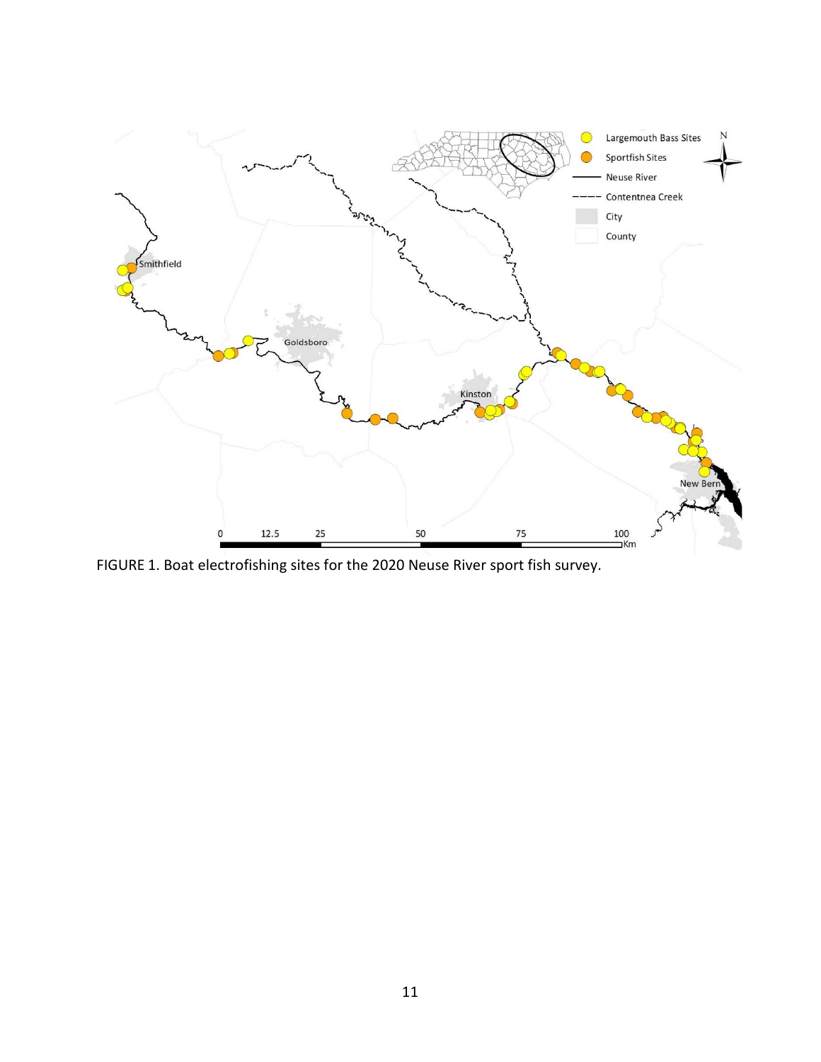FIGURE 1. Boat electrofishing sites for the 2020 Neuse River sport fish survey.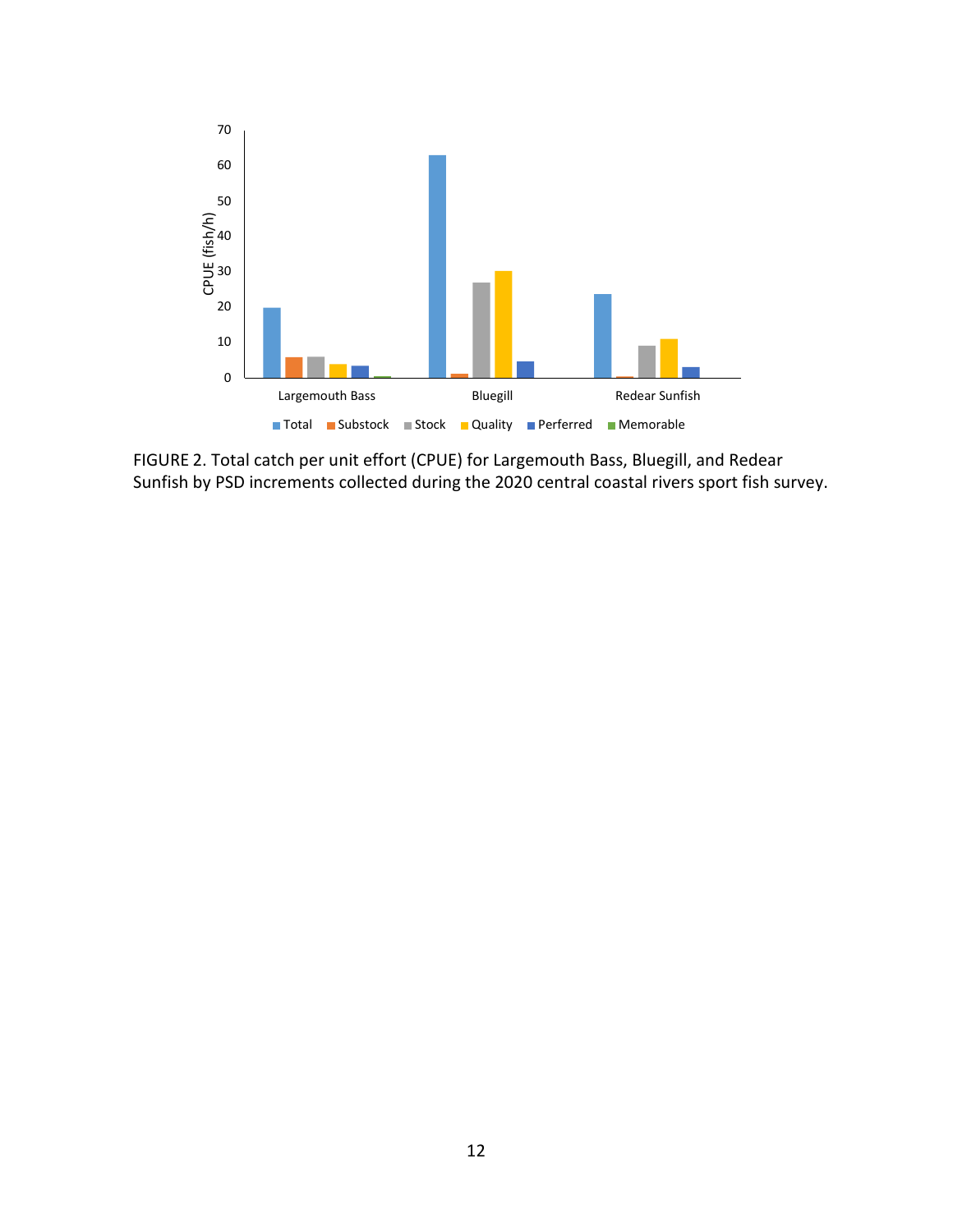FIGURE 2. Total catch per unit effort (CPUE) for Largemouth Bass, Bluegill, and Redear Sunfish by PSD increments collected during the 2020 central coastal rivers sport fish survey.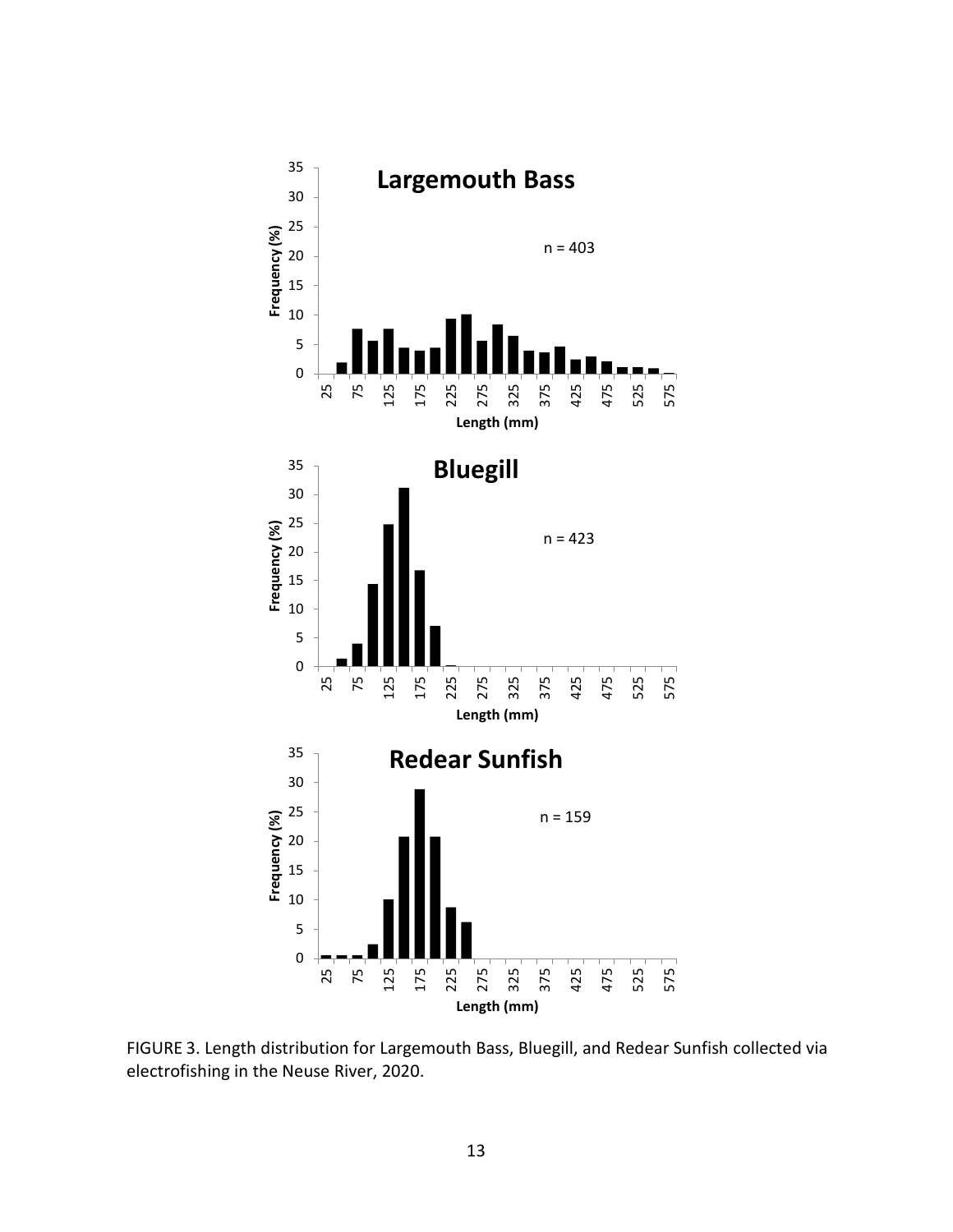FIGURE 3. Length distribution for Largemouth Bass, Bluegill, and Redear Sunfish collected via electrofishing in the Neuse River, 2020.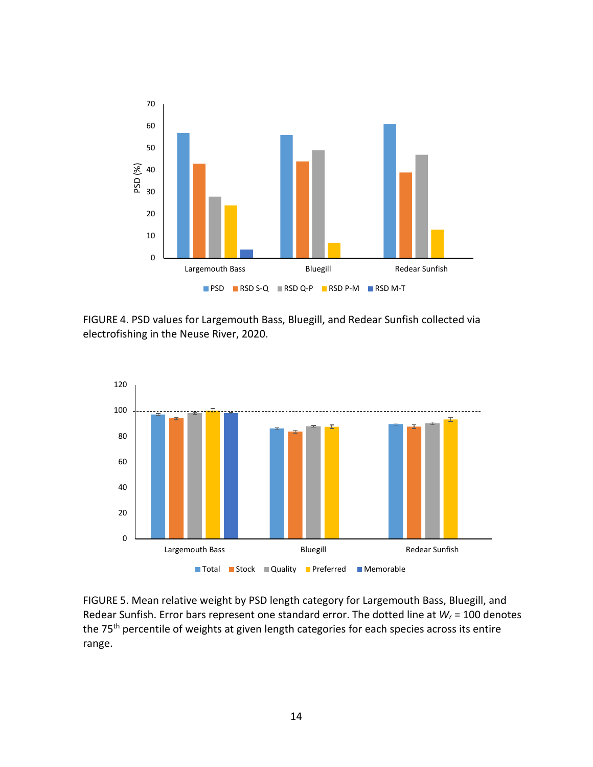FIGURE 4. PSD values for Largemouth Bass, Bluegill, and Redear Sunfish collected via electrofishing in the Neuse River, 2020.

FIGURE 5. Mean relative weight by PSD length category for Largemouth Bass, Bluegill, and Redear Sunfish. Error bars represent one standard error. The dotted line at $W_r$ = 100 denotes the 75[th] percentile of weights at given length categories for each species across its entire range.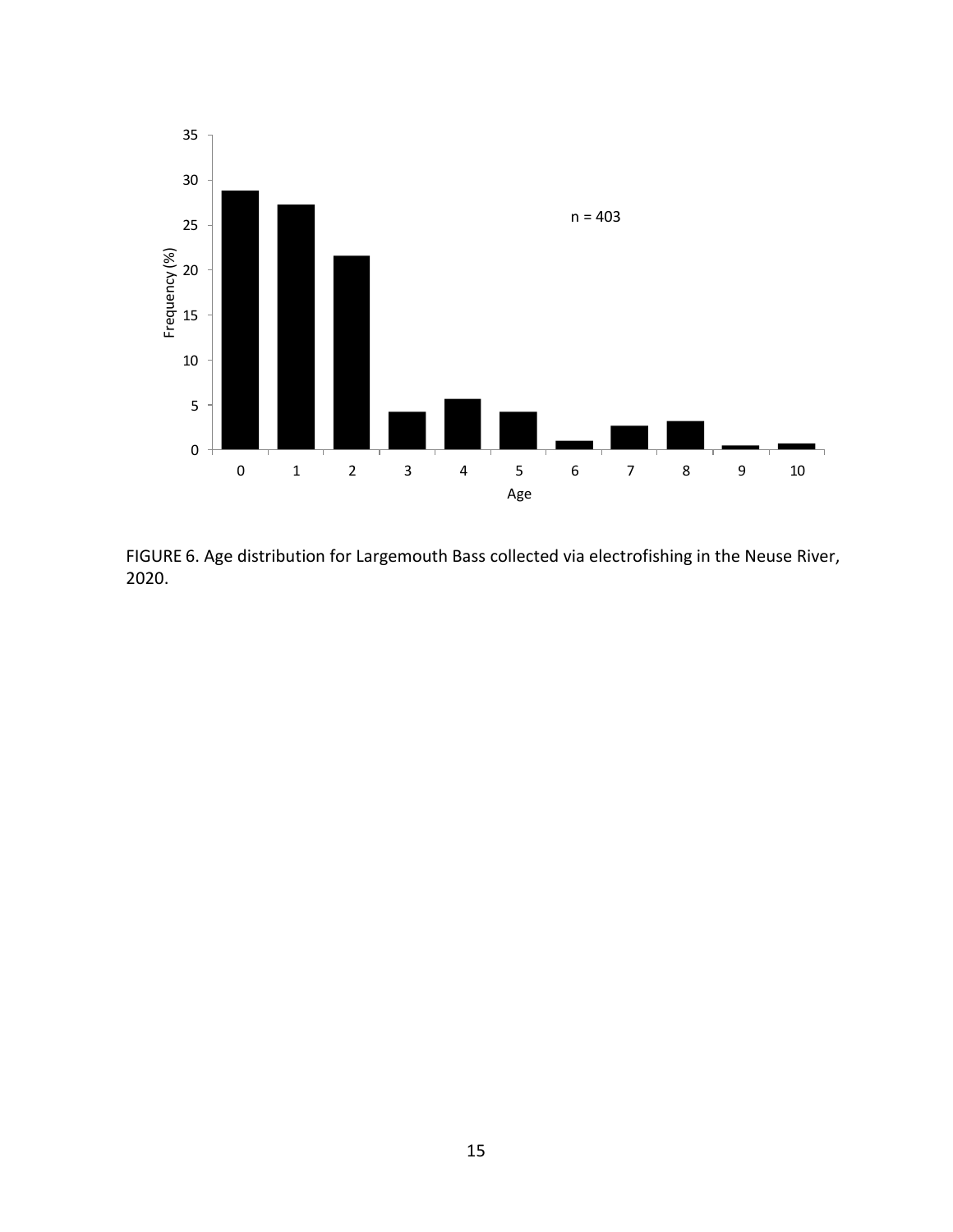35
30
25
20
15
10
5
0

Frequency (%)

n = 403

0 1 2 3 4 5 6 7 8 9 10

Age

FIGURE 6. Age distribution for Largemouth Bass collected via electrofishing in the Neuse River, 2020.